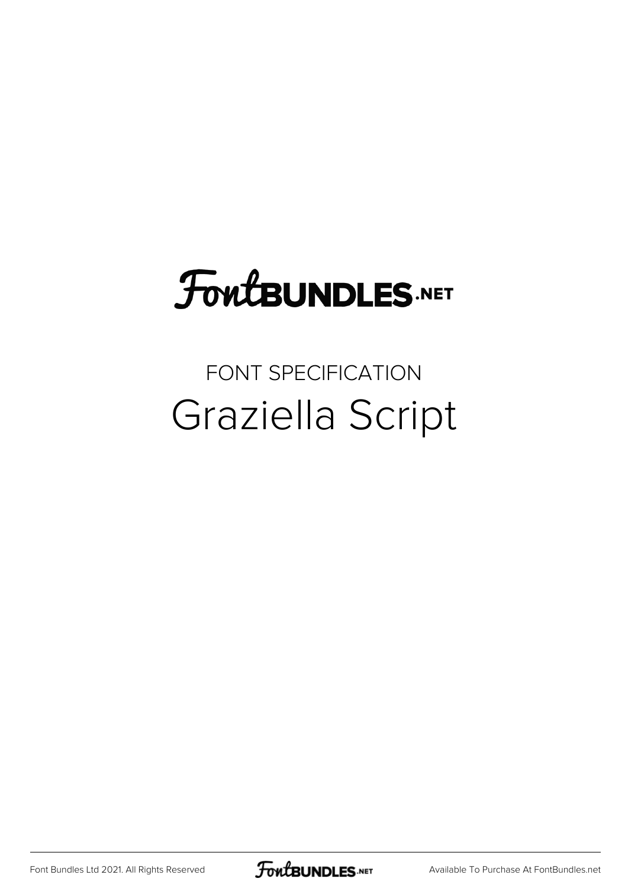FontBUNDLES.NET

FONT SPECIFICATION

# Graziella Script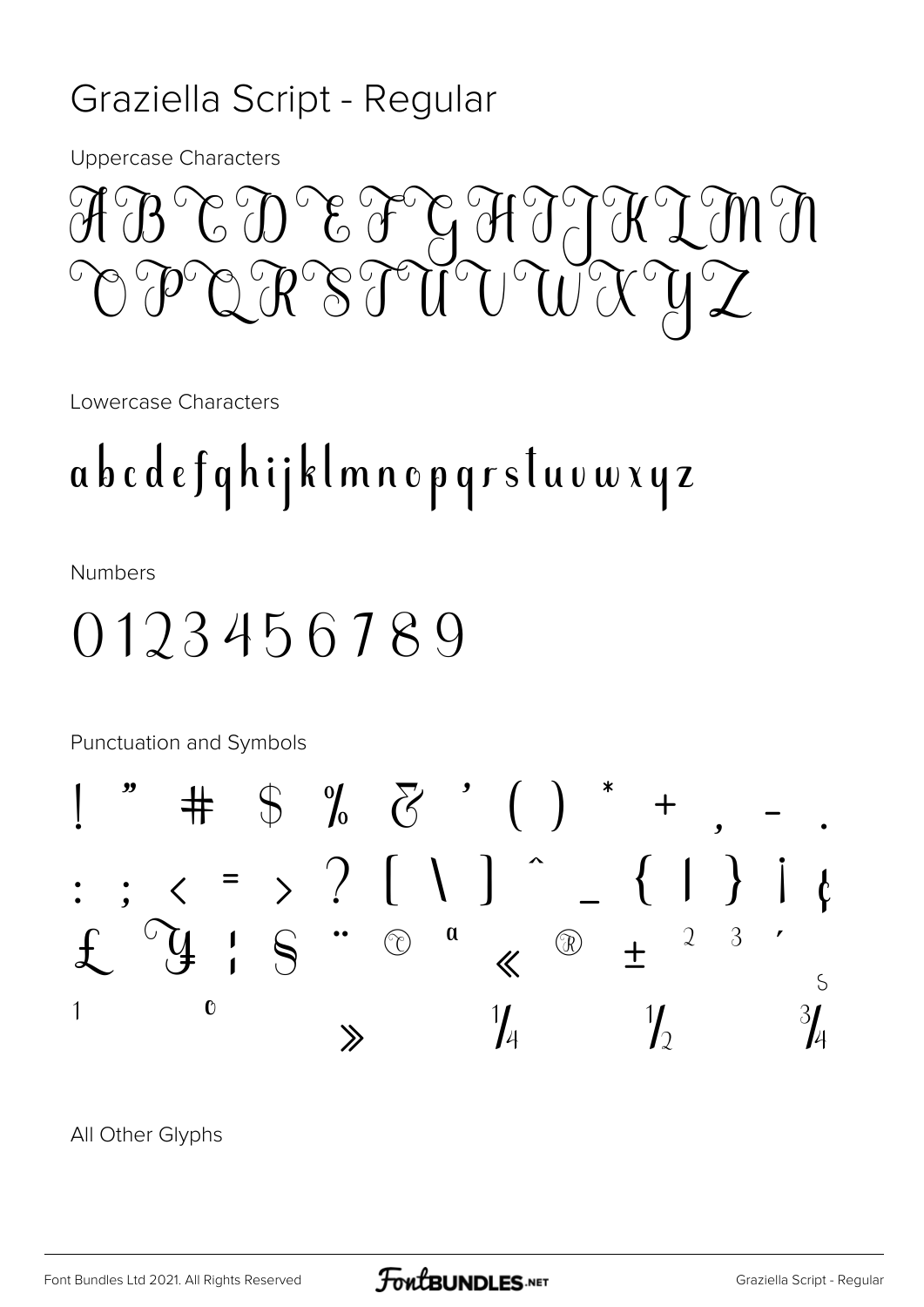# Graziella Script - Regular

Uppercase Characters

A B C D E F G H I J K L M N
O P Q R S T U V W X Y Z

Lowercase Characters

a b c d e f g h i j k l m n o p q r s t u v w x y z

Numbers

0 1 2 3 4 5 6 7 8 9

Punctuation and Symbols

! " # $ % & ' ( ) * + , - .
: ; < = > ? [ \ ] ^ _ { | } ¡ ¢
£ ¥ ¦ § ¨ © ª « ® ± ² ³ ´ µ
¹ º » ¼ ½ ¾

All Other Glyphs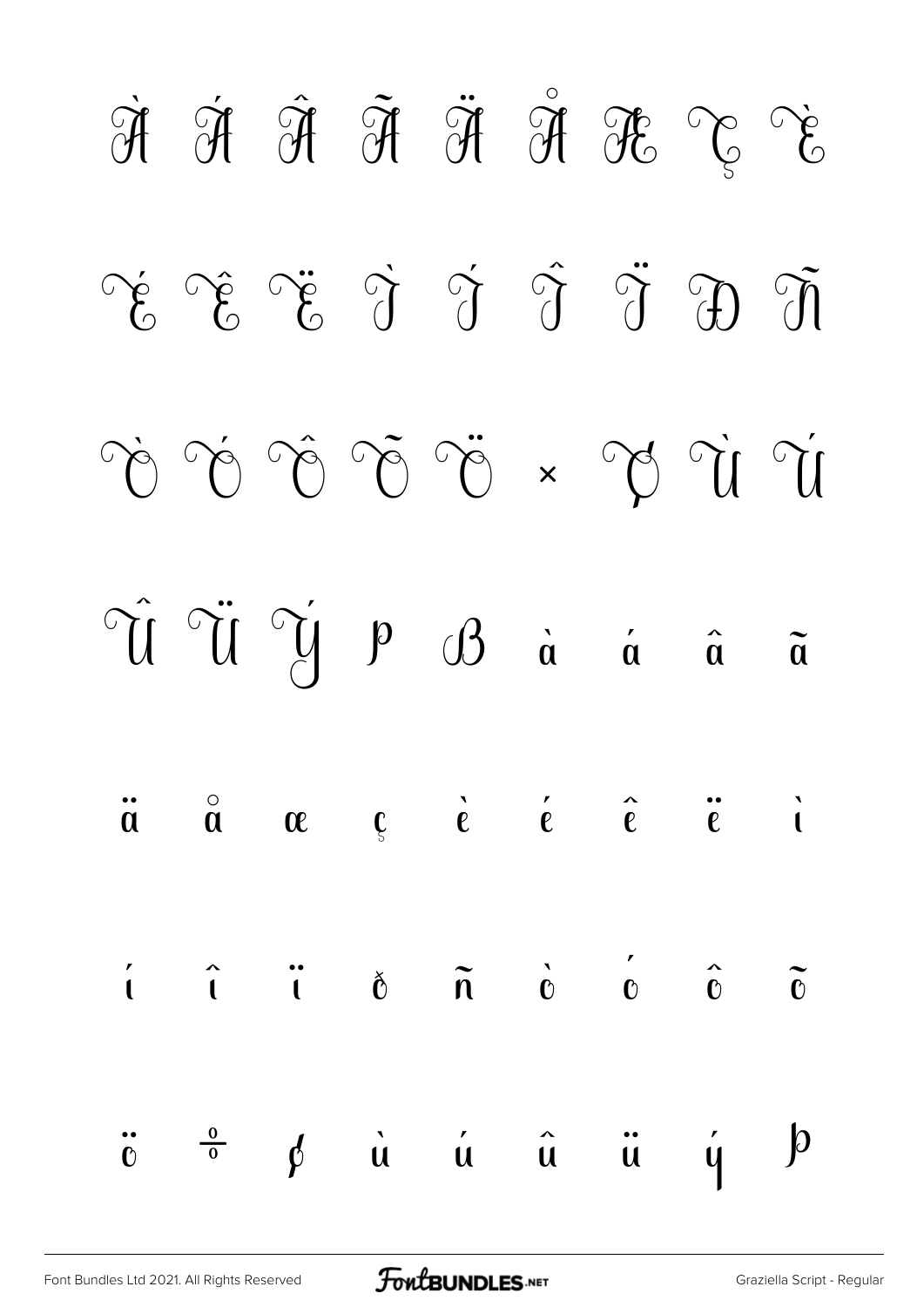À Á Â Ã Ä Å Æ Ç È

É Ê Ë Ì Í Î Ï Ð Ñ

Ò Ó Ô Õ Ö × Ø Ù Ú

Û Ü Ý Þ ß à á â ã

ä å æ ç è é ê ë ì

í î ï ð ñ ò ó ô õ

ö ÷ ø ù ú û ü ý þ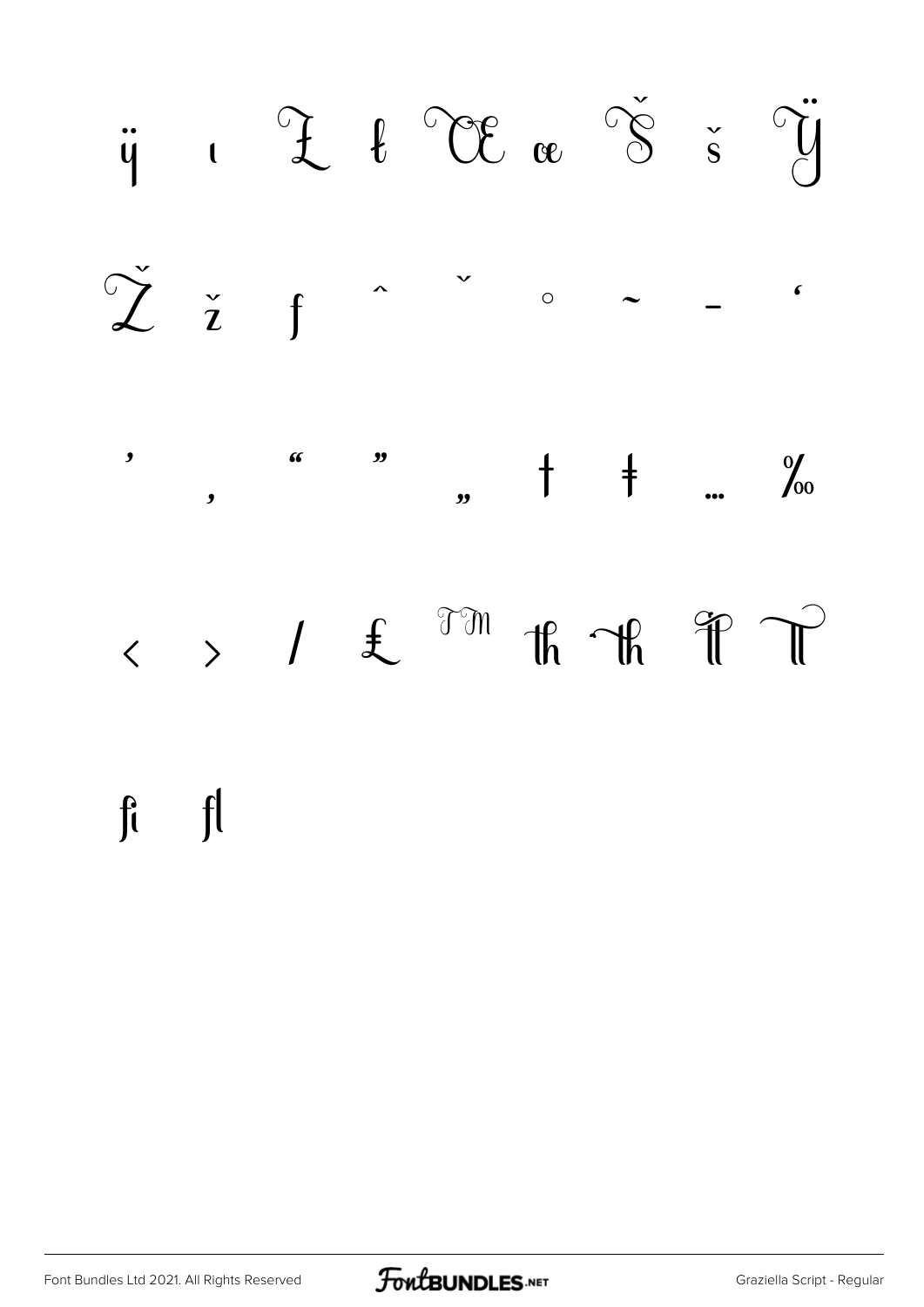ÿ ı Ł ł Œ œ Š š Ÿ

Ž ž ƒ ˆ ˇ ˚ ˜ ‒ ‘

’ ‚ “ ” „ † ‡ … ‰

‹ › ⁄ ₤ ™ th th tt T

fi fl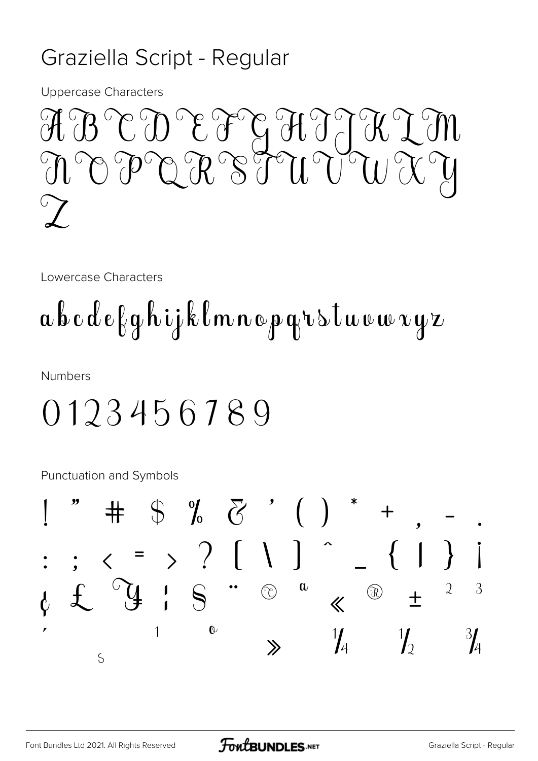# Graziella Script - Regular

Uppercase Characters

A B C D E F G H I J K L M
N O P Q R S T U V W X Y
Z

Lowercase Characters

a b c d e f g h i j k l m n o p q r s t u v w x y z

Numbers

0 1 2 3 4 5 6 7 8 9

Punctuation and Symbols

! " # $ % & ' ( ) * + , - .
: ; < = > ? [ \ ] ^ _ { | } ¡
¢ £ ¥ ¦ § ¨ © ª « ® ± ² ³
´ µ ¹ º » ¼ ½ ¾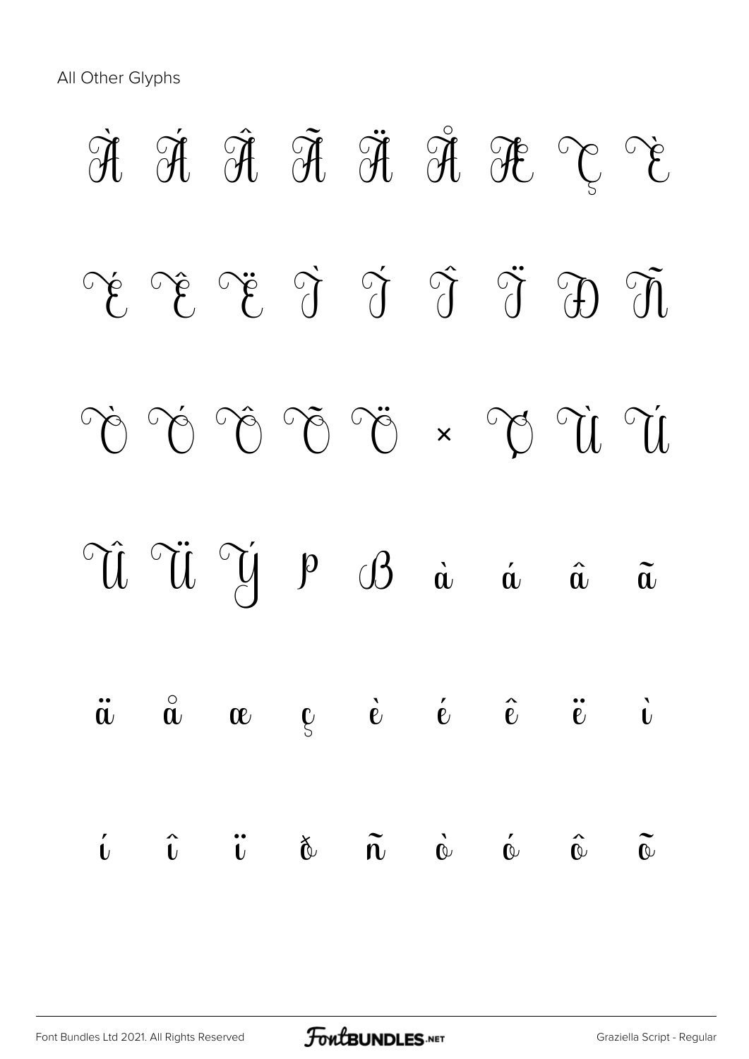All Other Glyphs

À Á Â Ã Ä Å Æ Ç È

É Ê Ë Ì Í Î Ï Ð Ñ

Ò Ó Ô Õ Ö × Ø Ù Ú

Û Ü Ý Þ ß à á â ã

ä å æ ç è é ê ë ì

í î ï ð ñ ò ó ô õ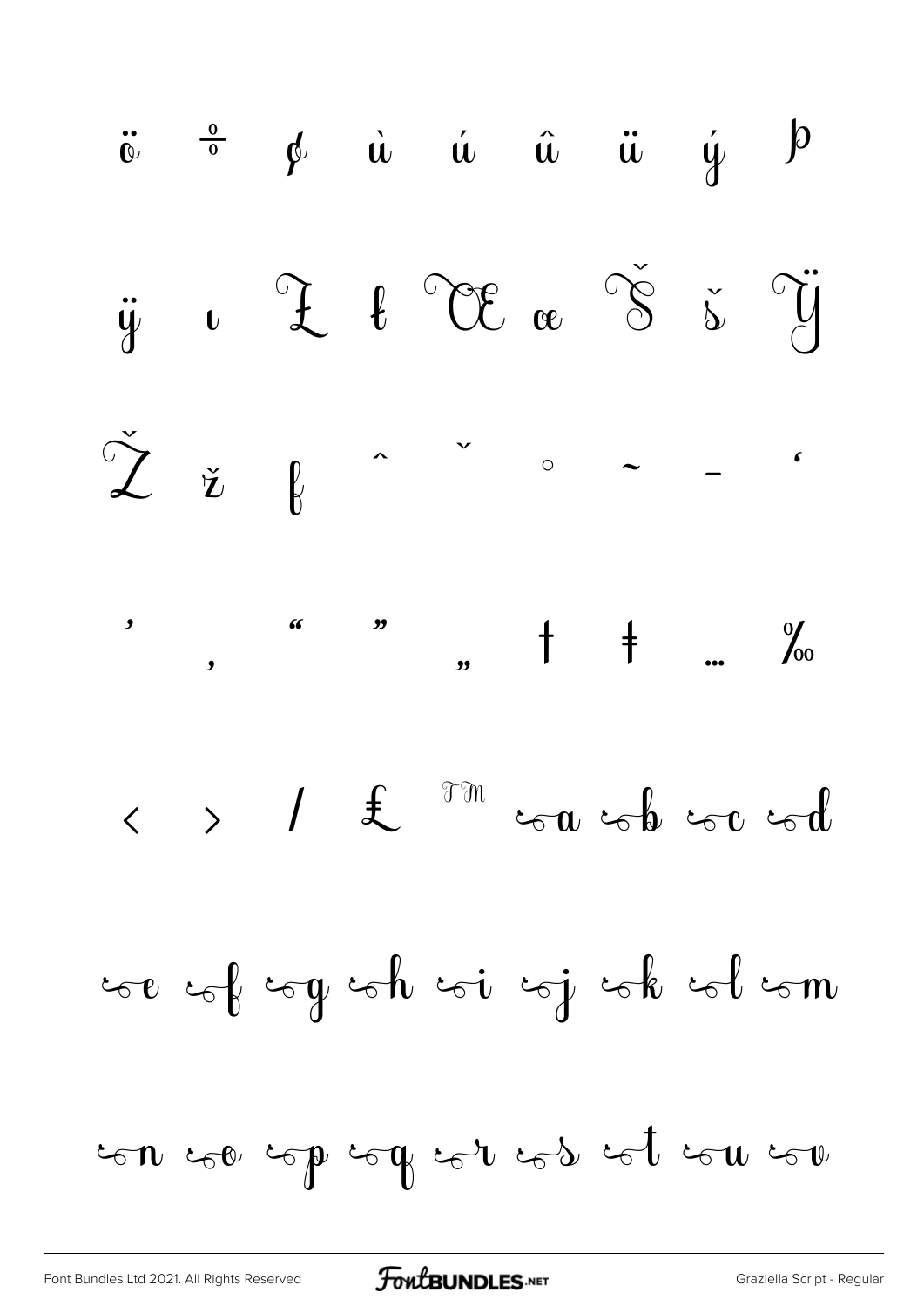ö ÷ ø ù ú û ü ý þ

ÿ ı Ł ł Œ œ Š š Ÿ

Ž ž ƒ ˆ ˇ ˚ ˜ – ‘

’ ‚ “ ” „ † ‡ … ‰

‹ › / £ ™ a b c d

e f g h i j k l m

n o p q r s t u v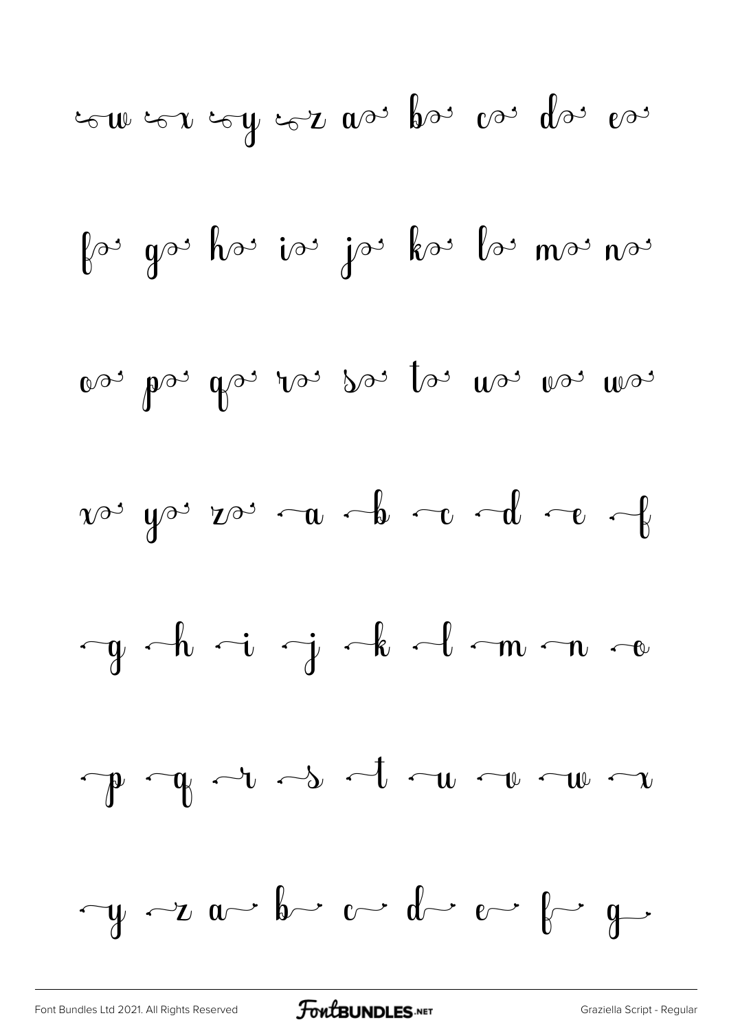w x y z a b c d e

f g h i j k l m n

o p q r s t u v w

x y z a b c d e f

g h i j k l m n o

p q r s t u v w x

y z a b c d e f g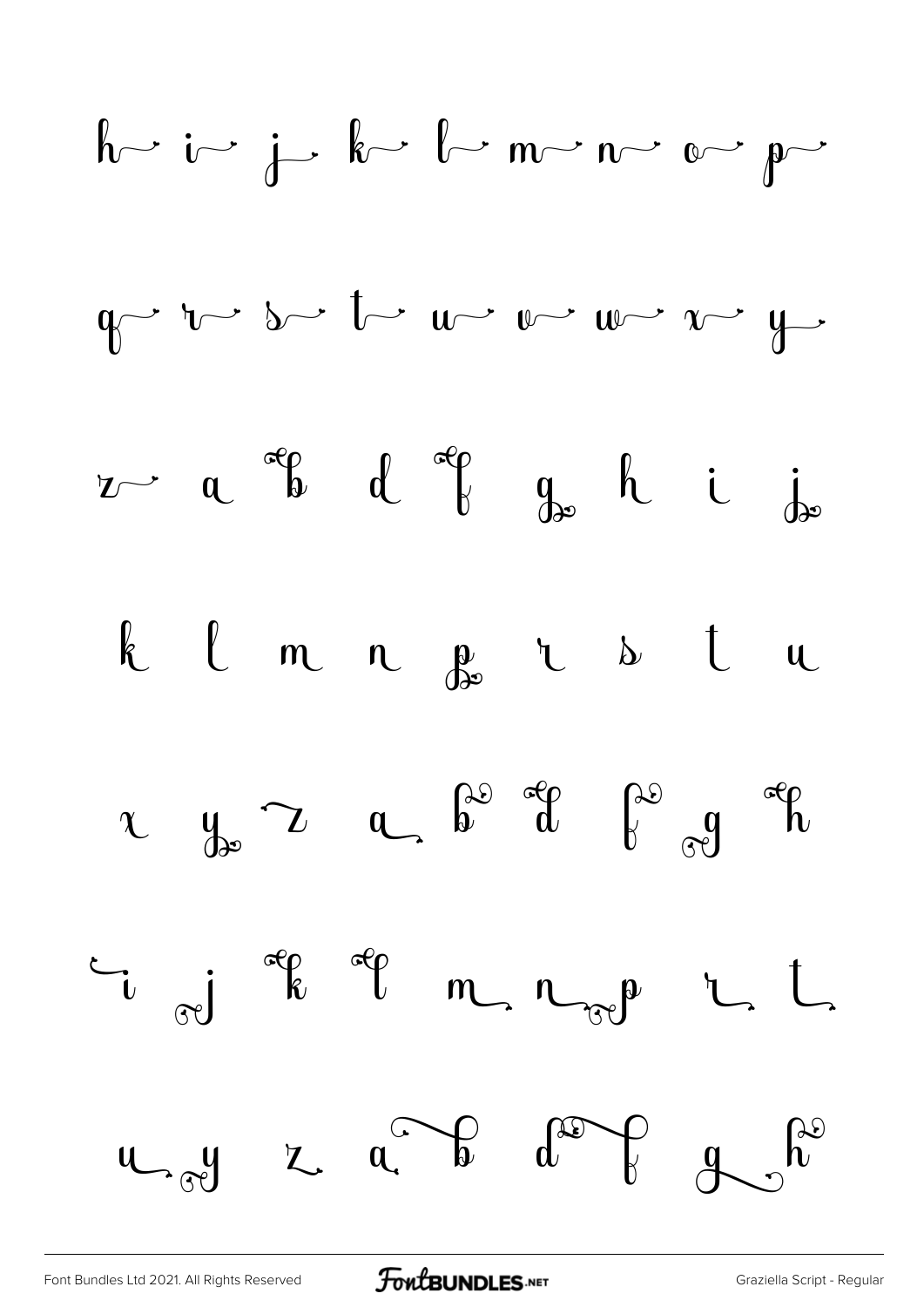h i j k l m n o p

q r s t u v w x y

z a b d f g h i j

k l m n p r s t u

x y z a b d f g h

i j k l m n p r t

u y z a b d f g h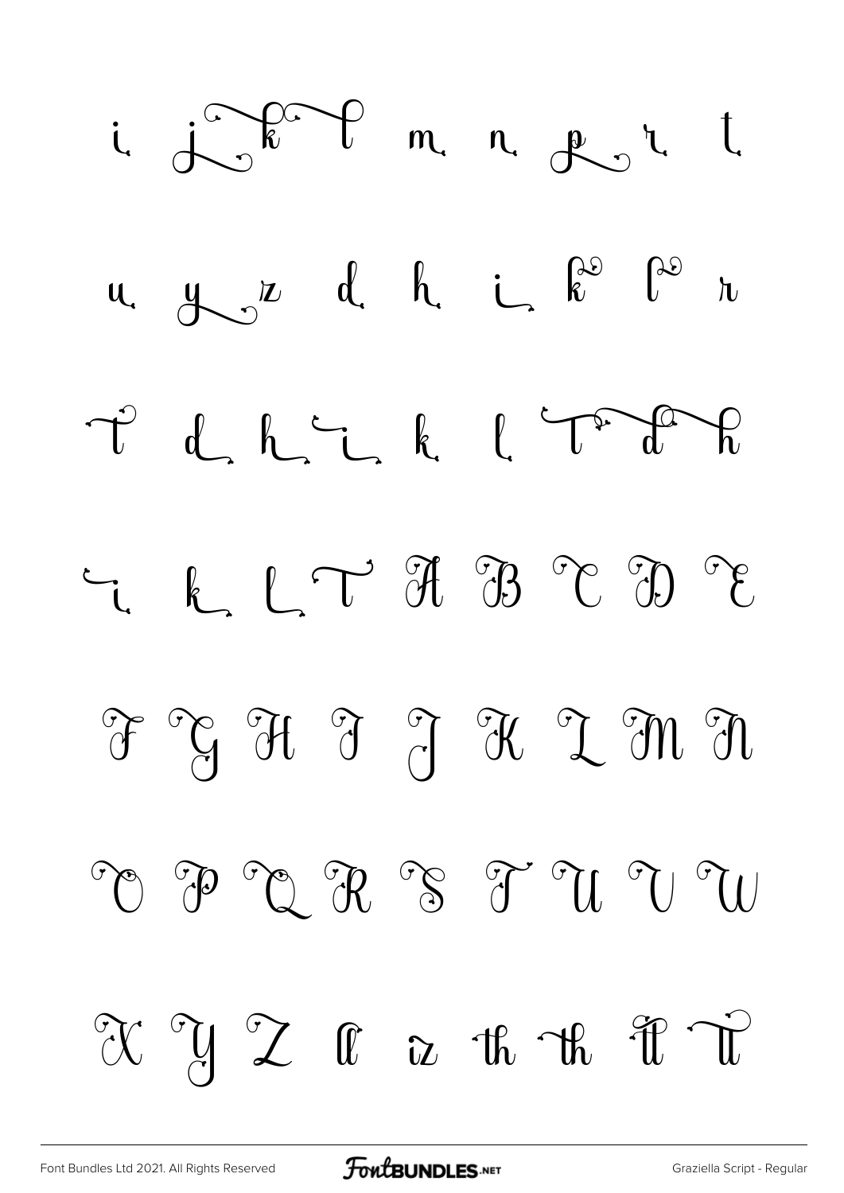i j k l m n p r t

u y z d h i k l r

T d h i k l T d h

i k L T A B C D E

F G H I J K L M N

O P Q R S T U V W

X Y Z ll iz th th tt T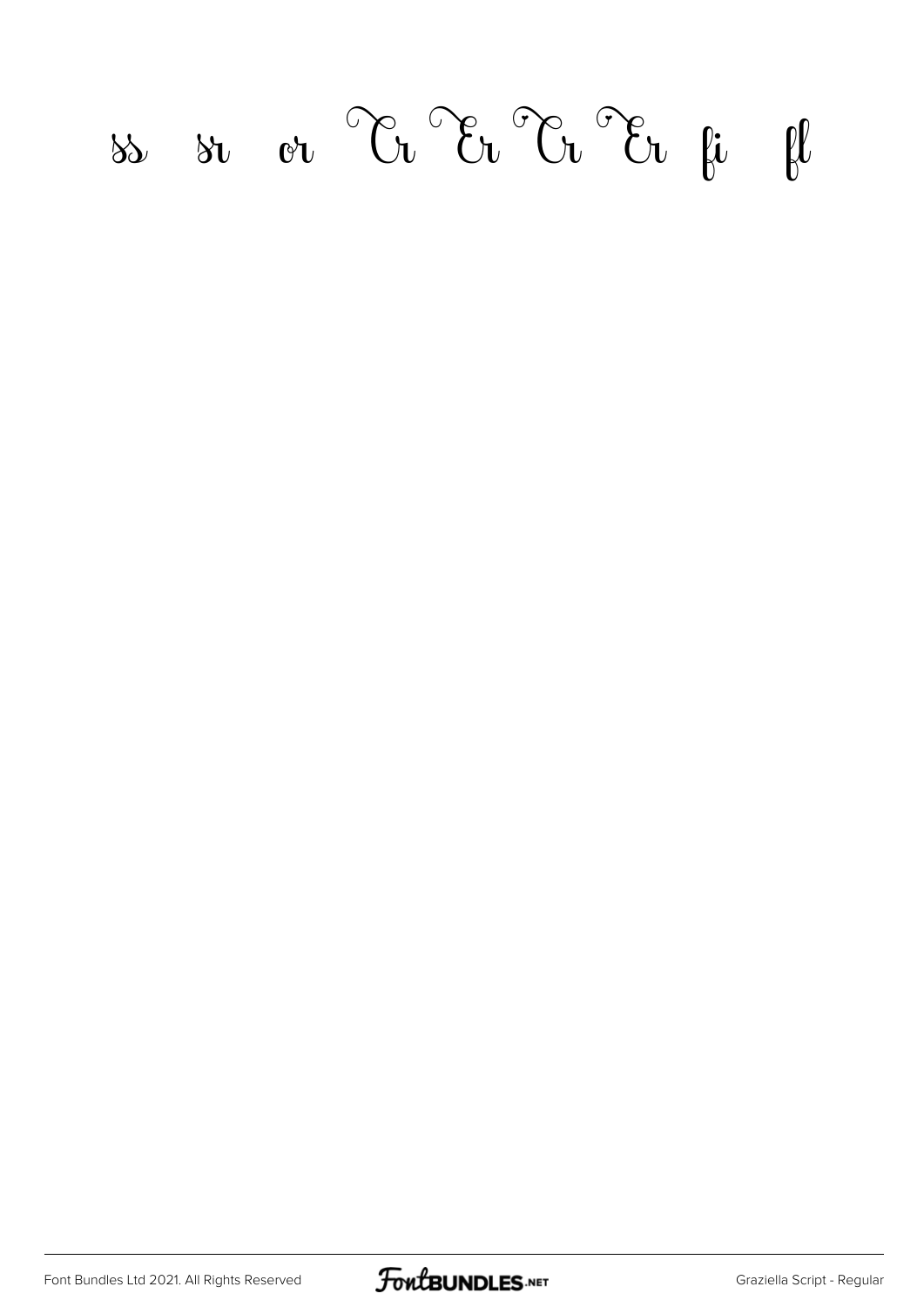ss sr or Cr Er Cr Er fi fl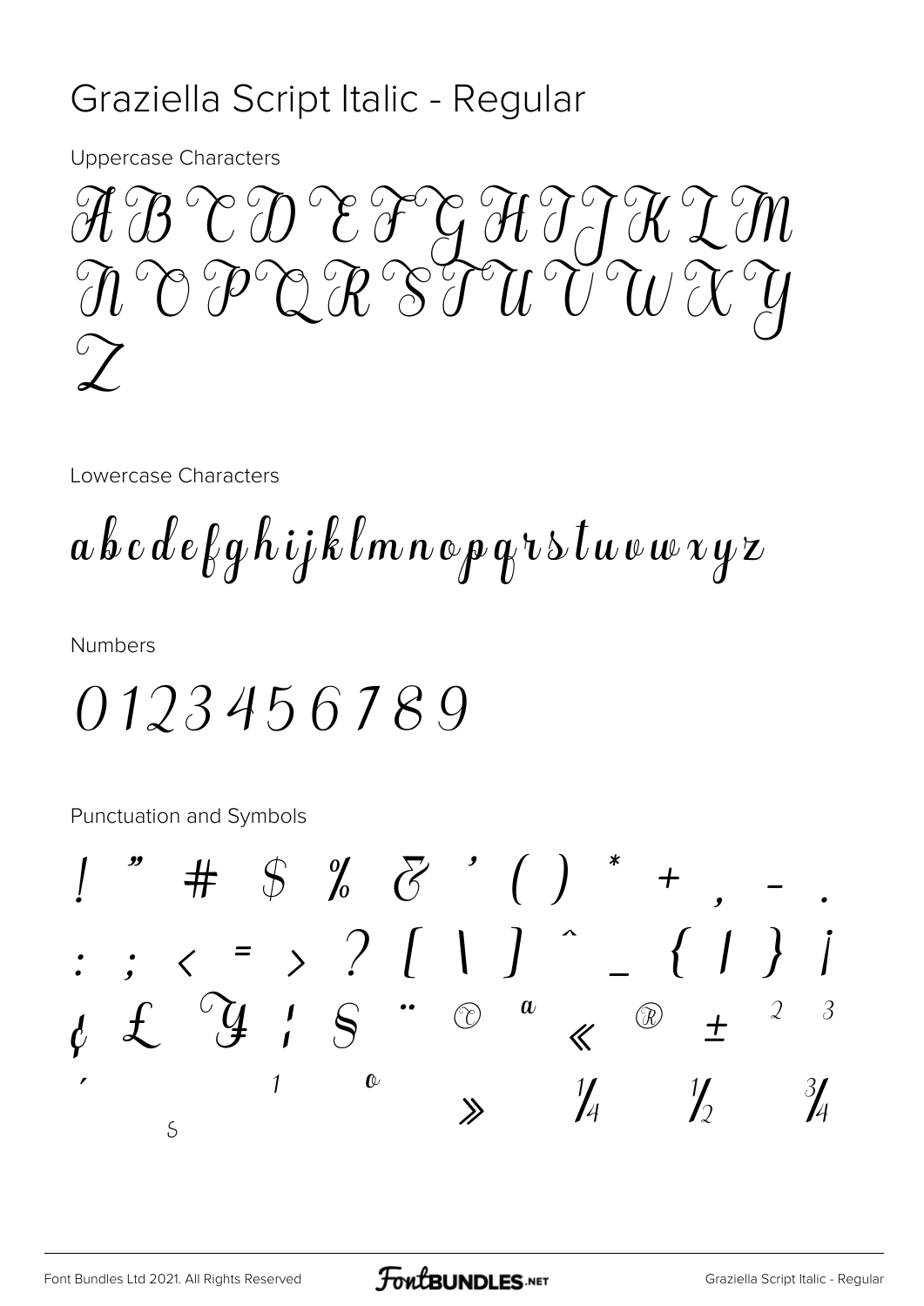# Graziella Script Italic - Regular

Uppercase Characters

A B C D E F G H I J K L M
N O P Q R S T U V W X Y
Z

Lowercase Characters

a b c d e f g h i j k l m n o p q r s t u v w x y z

Numbers

0 1 2 3 4 5 6 7 8 9

Punctuation and Symbols

! " # $ % & ' ( ) * + , - .
: ; < = > ? [ \ ] ^ _ { | } ¡
¢ £ ¥ ¦ § ¨ © ª « ® ± ² ³
´ µ ¹ º » ¼ ½ ¾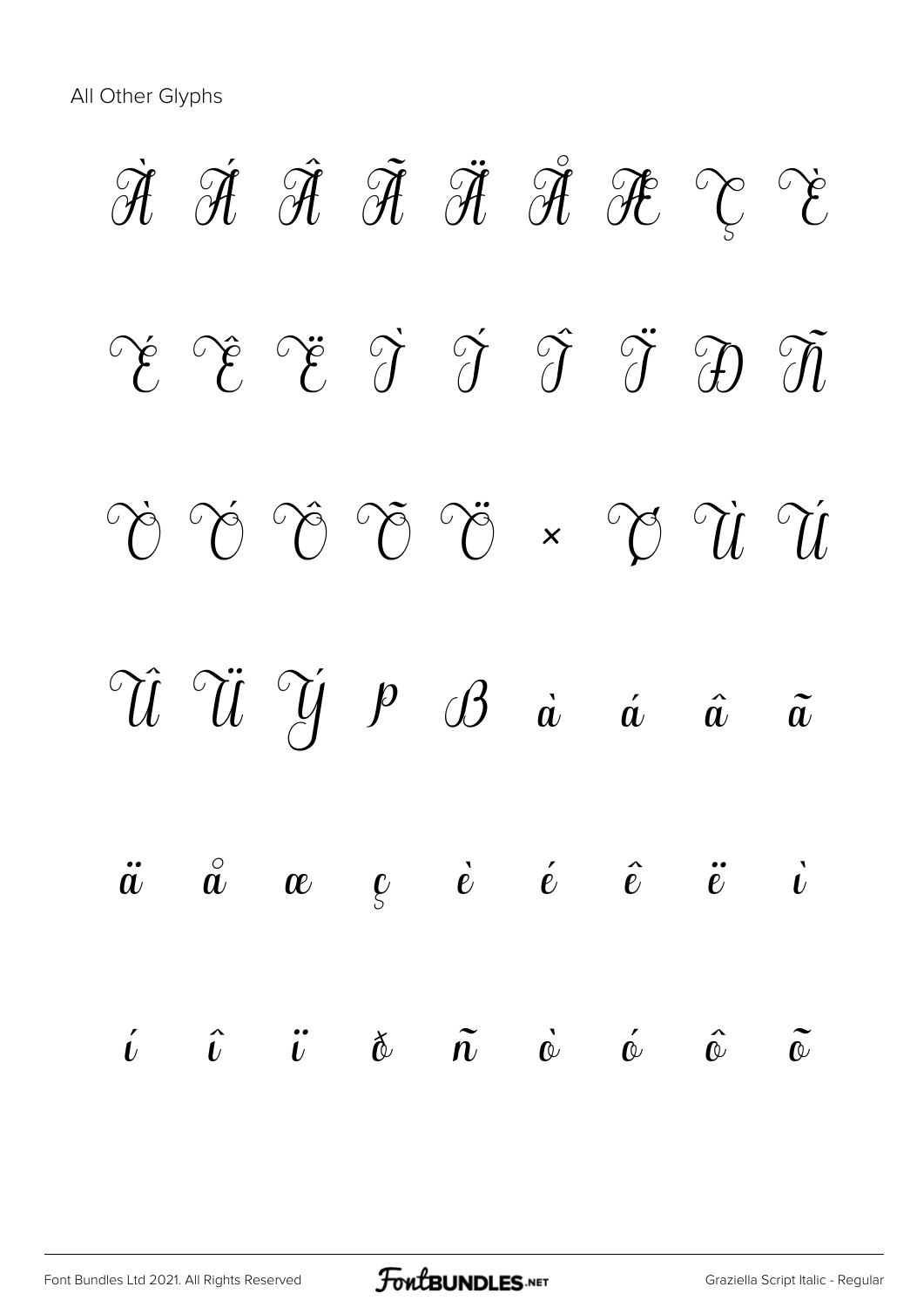All Other Glyphs

À Á Â Ã Ä Å Æ Ç È

É Ê Ë Ì Í Î Ï Ð Ñ

Ò Ó Ô Õ Ö × Ø Ù Ú

Û Ü Ý Þ ß à á â ã

ä å æ ç è é ê ë ì

í î ï ð ñ ò ó ô õ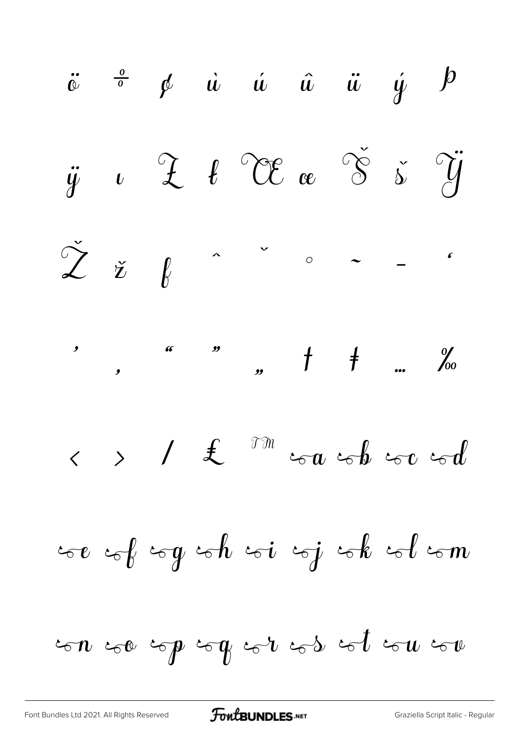ö ÷ ø ù ú û ü ý þ

ÿ ı Ž ł Œ œ Š š Ÿ

Ž ž ƒ ˆ ˇ ˚ ˜ – ‘

’ ‚ “ ” „ † ‡ … ‰

‹ › / £ ™ a b c d

e f g h i j k l m

n o p q r s t u v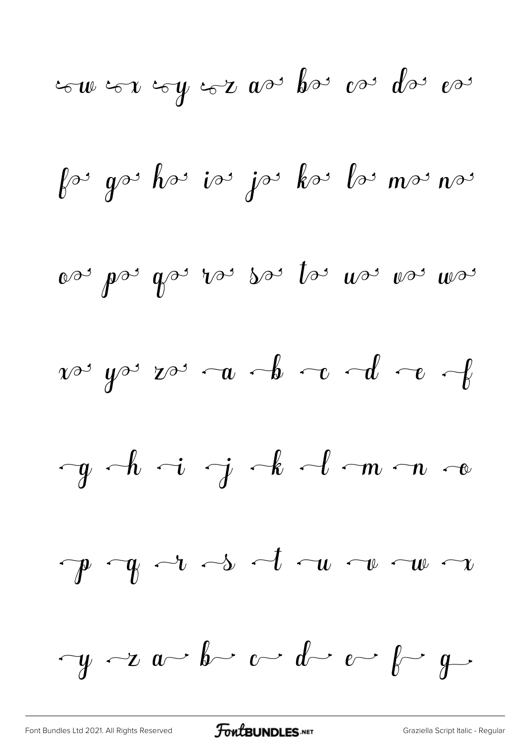w x y z a b c d e

f g h i j k l m n

o p q r s t u v w

x y z a b c d e f

g h i j k l m n o

p q r s t u v w x

y z a b c d e f g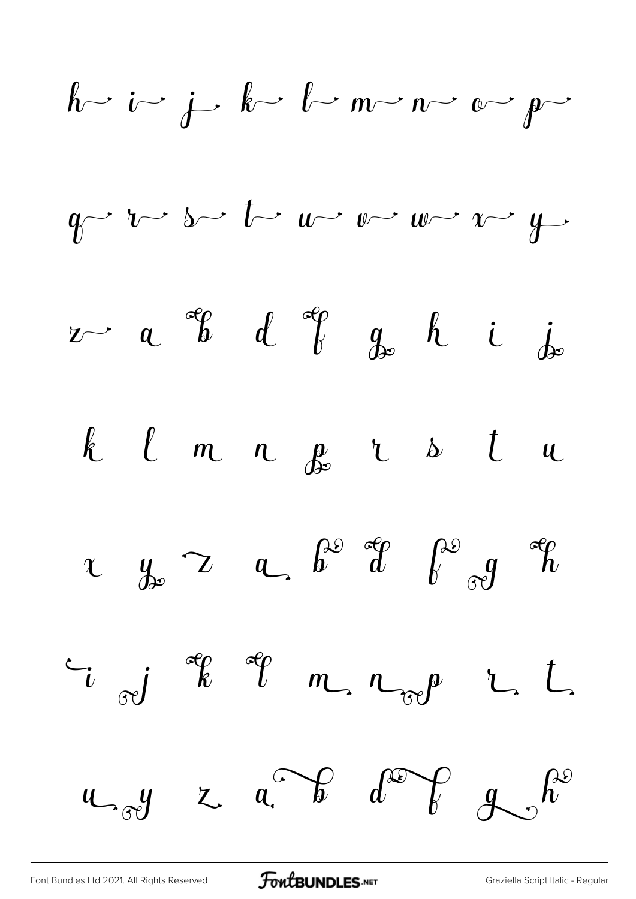h i j k l m n o p

q r s t u v w x y

z a b d f g h i j

k l m n p r s t u

x y z a b d f g h

i j k l m n p r t

u y z a b d f g h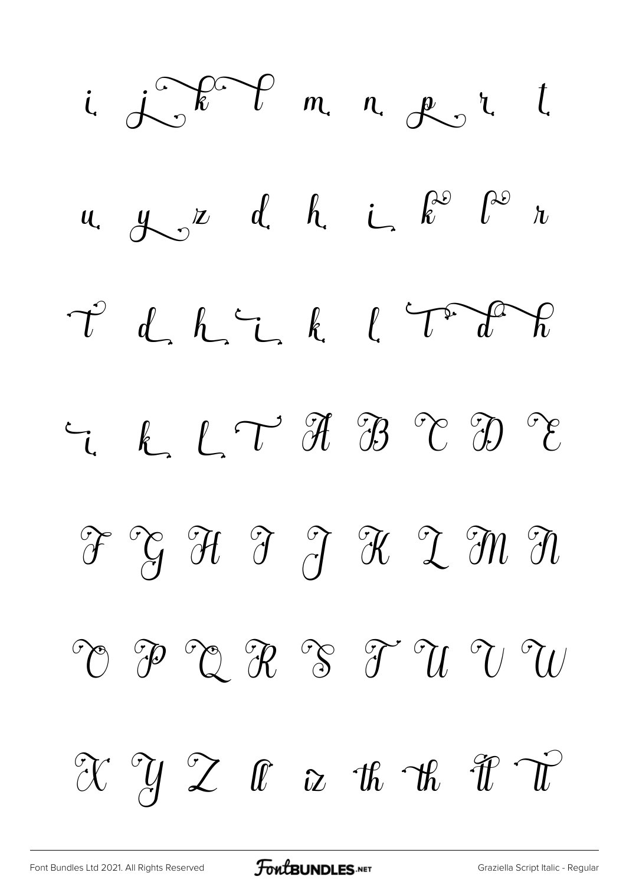i j k l m n p r t

u y z d h i k l r

t d h i k l t d h

i k l t A B C D E

F G H I J K L M N

O P Q R S T U V W

X Y Z ll iz th th tt tt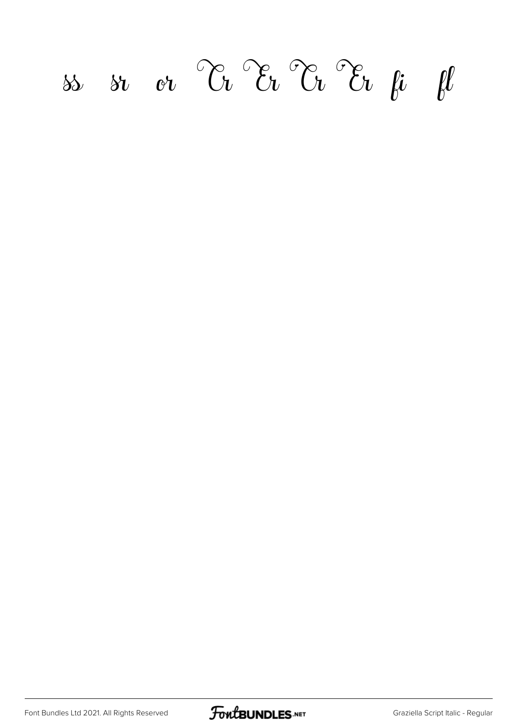ss sr or Tr Er Tr Er fi fl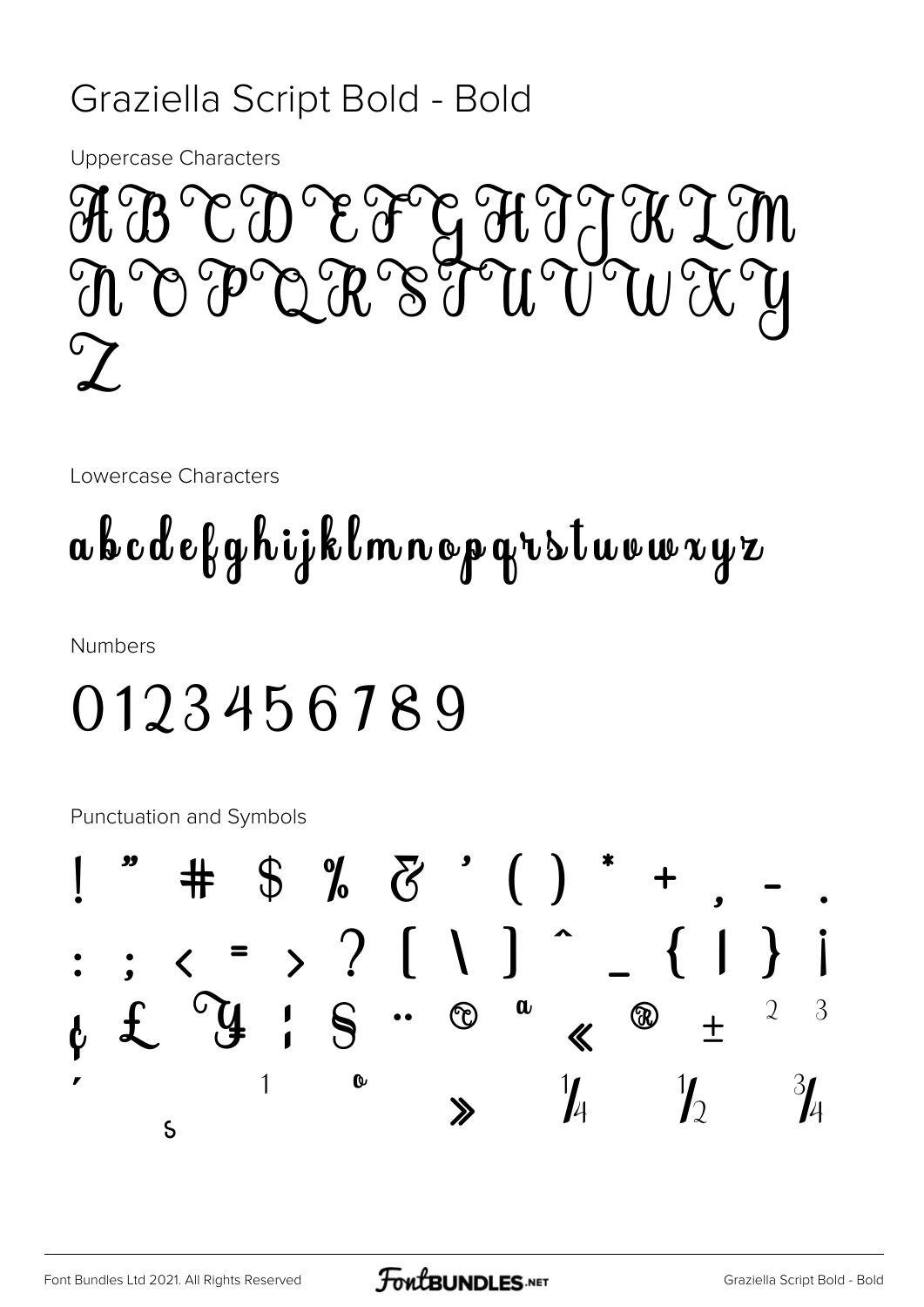# Graziella Script Bold - Bold

Uppercase Characters

A B C D E F G H I J K L M N O P Q R S T U V W X Y Z

Lowercase Characters

a b c d e f g h i j k l m n o p q r s t u v w x y z

Numbers

0 1 2 3 4 5 6 7 8 9

Punctuation and Symbols

! " # $ % & ' ( ) * + , - .

: ; < = > ? [ \ ] ^ _ { | } ¡

¢ £ ¥ ¦ § ¨ © ª « ® ± ² ³

´ µ ¹ º » ¼ ½ ¾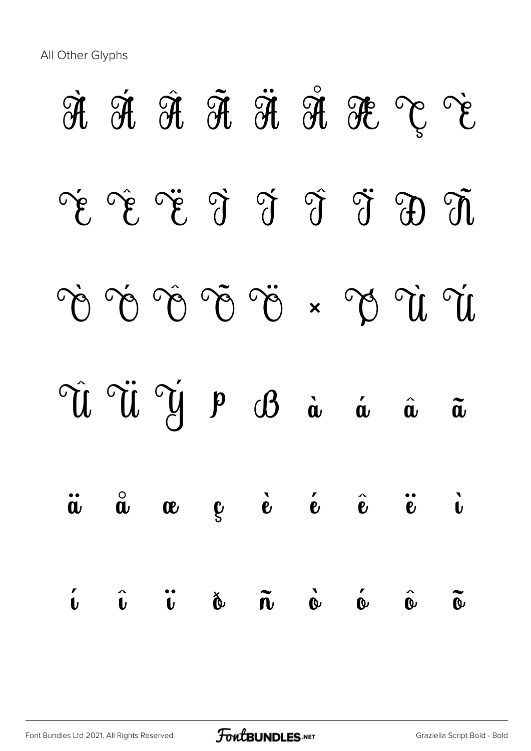All Other Glyphs

À Á Â Ã Ä Å Æ Ç È

É Ê Ë Ì Í Î Ï Ð Ñ

Ò Ó Ô Õ Ö × Ø Ù Ú

Û Ü Ý Þ ß à á â ã

ä å æ ç è é ê ë ì

í î ï ð ñ ò ó ô õ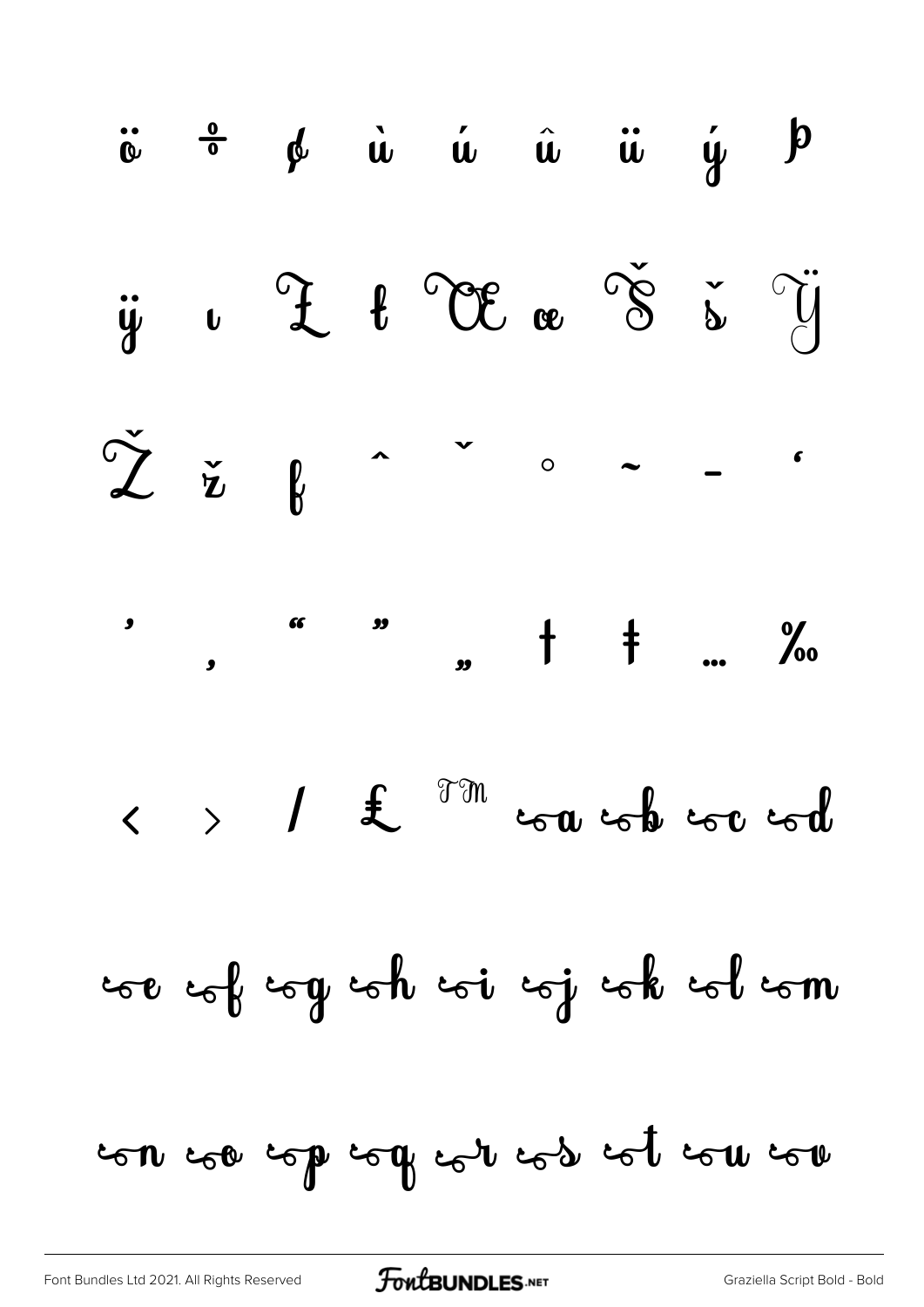ö ÷ ø ù ú û ü ý þ

ÿ ı Ł ł Œ œ Š š Ÿ

Ž ž ƒ ˆ ˇ ˚ ˜ – ‘

’ ‚ “ ” „ † ‡ … ‰

‹ › / £ ™ a b c d

e f g h i j k l m

n o p q r s t u v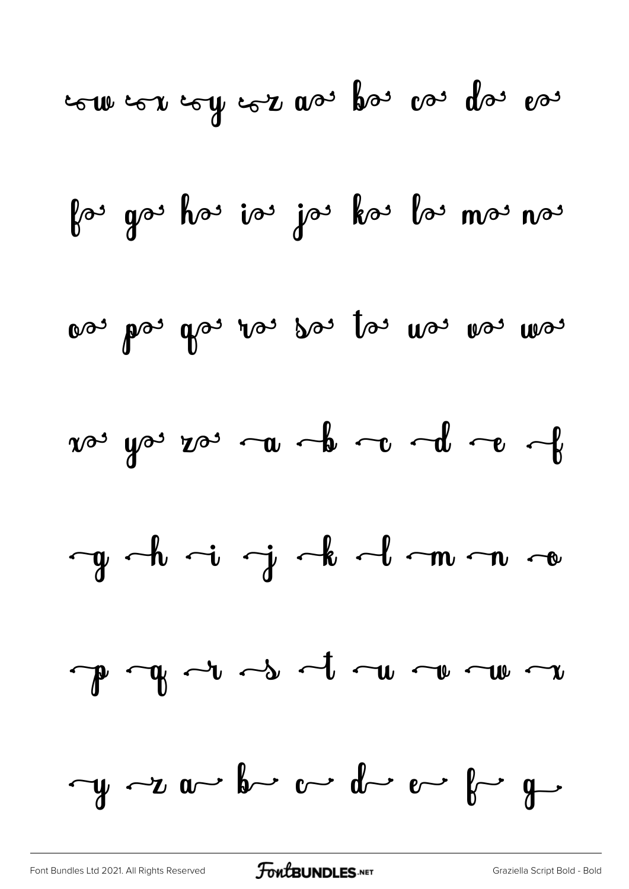ow ox oy oz a b c d e

f g h i j k l m n

o p q r s t u v w

x y z a b c d e f

g h i j k l m n o

p q r s t u v w x

y z a b c d e f g

Font Bundles Ltd 2021. All Rights Reserved

Graziella Script Bold - Bold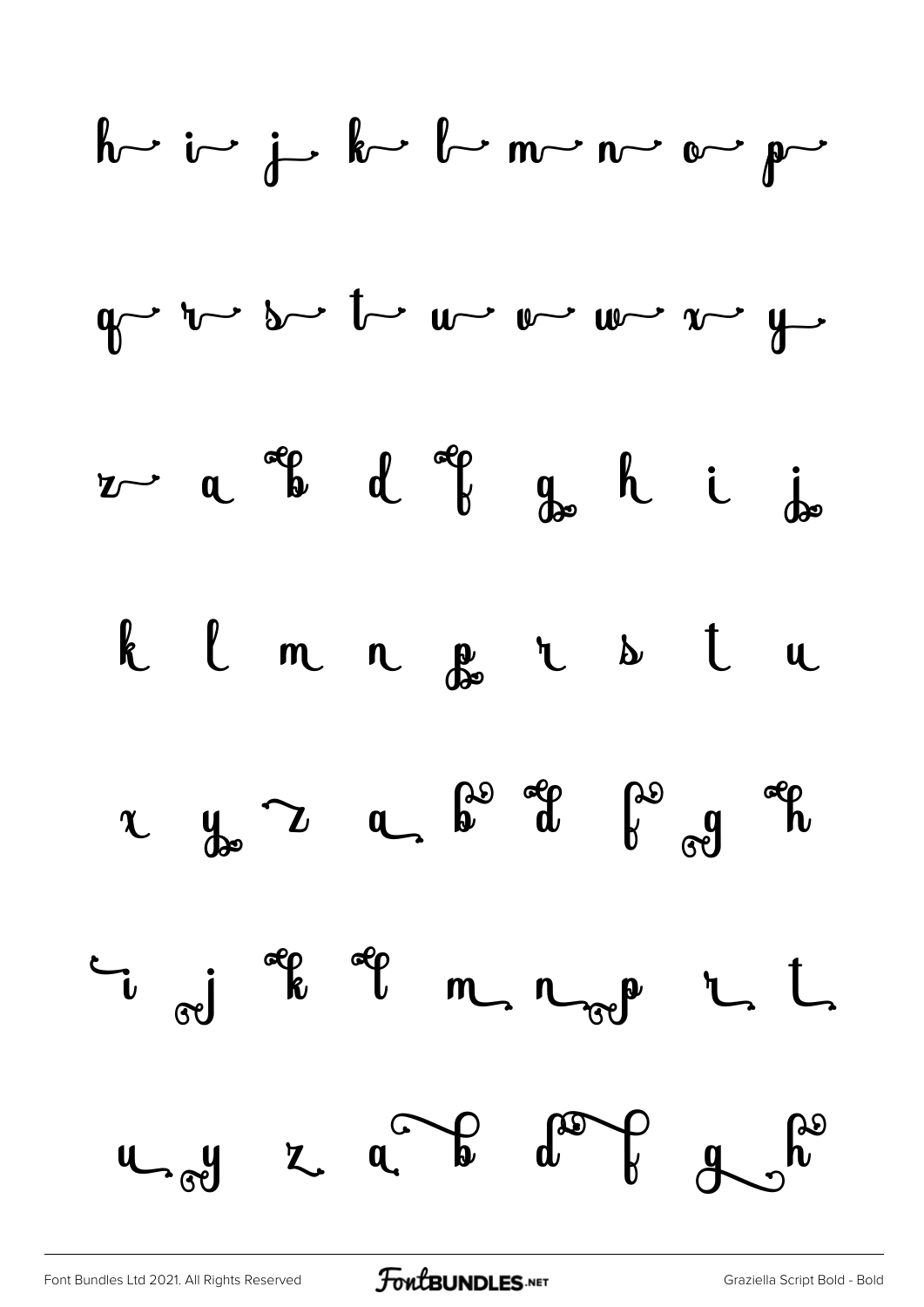h i j k l m n o p

q r s t u v w x y

z a b d f g h i j

k l m n p r s t u

x y z a b d f g h

i j k l m n p r t

u y z a b d f g h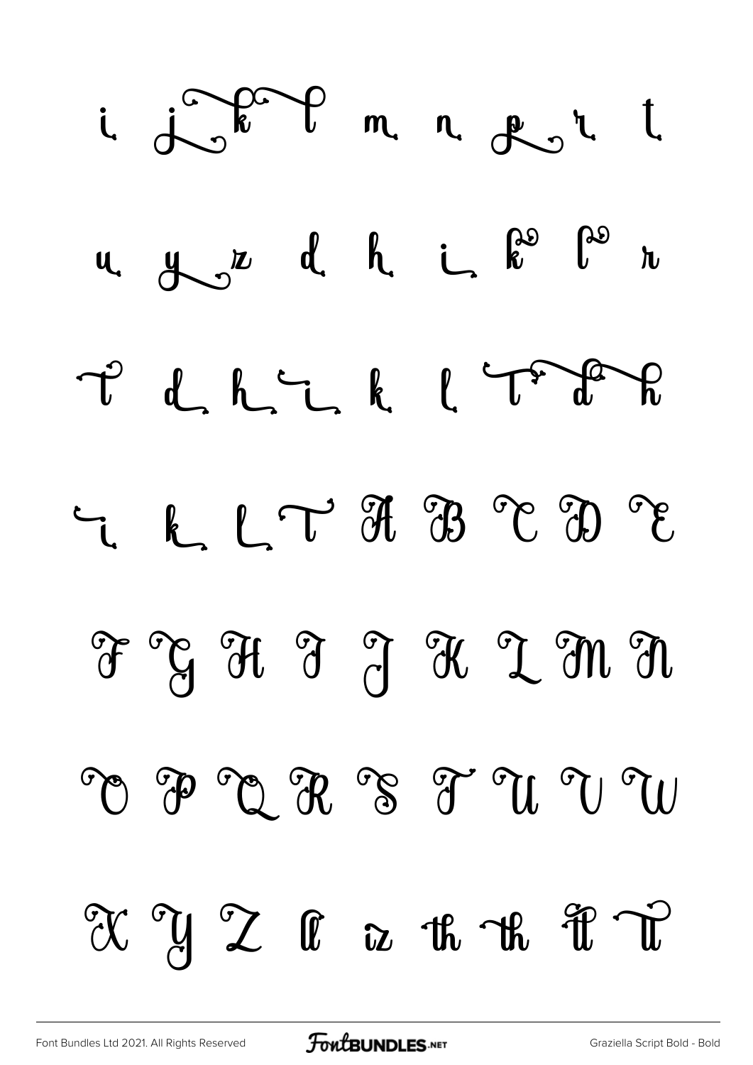i j k l m n p r t

u y z d h i k l r

t d h i k l t d h

i k l t A B C D E

F G H I J K L M N

O P Q R S T U V W

X Y Z ll iz th th tt tt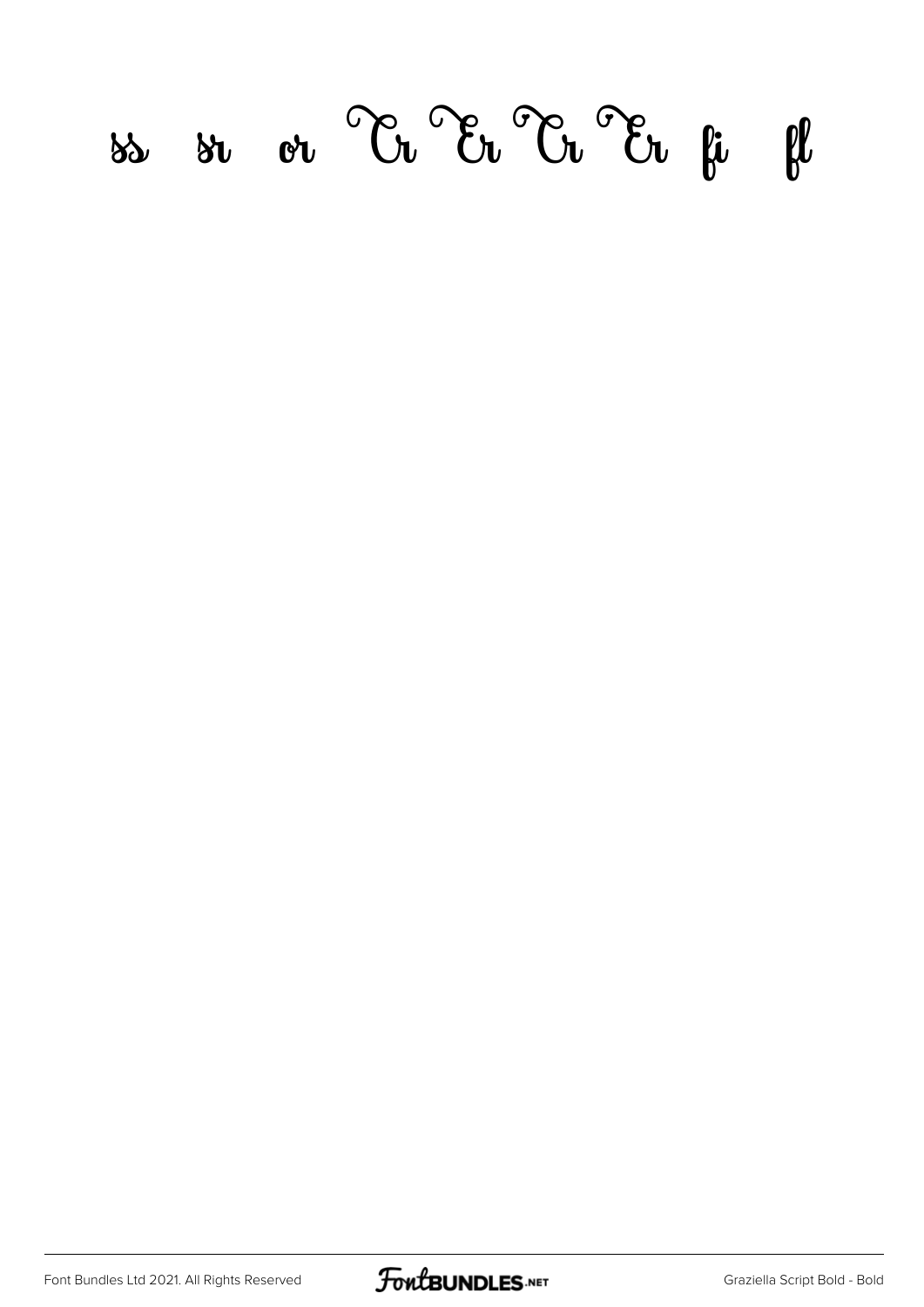ss sr or Cr Er Cr Er fi fl